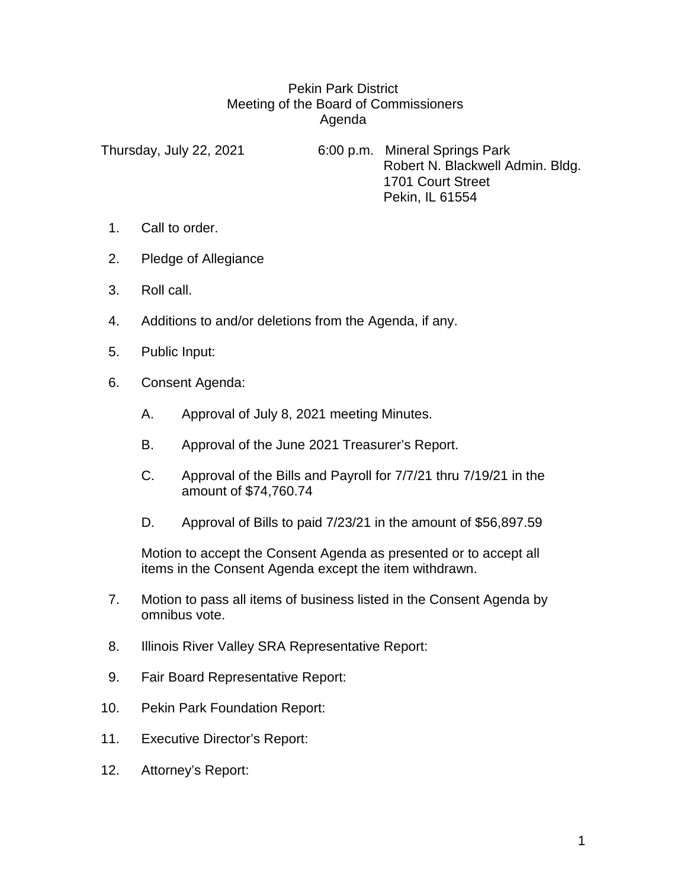Pekin Park District
Meeting of the Board of Commissioners
Agenda

Thursday, July 22, 2021    6:00 p.m.  Mineral Springs Park
Robert N. Blackwell Admin. Bldg.
1701 Court Street
Pekin, IL 61554

1. Call to order.
2. Pledge of Allegiance
3. Roll call.
4. Additions to and/or deletions from the Agenda, if any.
5. Public Input:
6. Consent Agenda:

    A. Approval of July 8, 2021 meeting Minutes.

    B. Approval of the June 2021 Treasurer's Report.

    C. Approval of the Bills and Payroll for 7/7/21 thru 7/19/21 in the amount of $74,760.74

    D. Approval of Bills to paid 7/23/21 in the amount of $56,897.59

    Motion to accept the Consent Agenda as presented or to accept all items in the Consent Agenda except the item withdrawn.

7. Motion to pass all items of business listed in the Consent Agenda by omnibus vote.
8. Illinois River Valley SRA Representative Report:
9. Fair Board Representative Report:
10. Pekin Park Foundation Report:
11. Executive Director's Report:
12. Attorney's Report: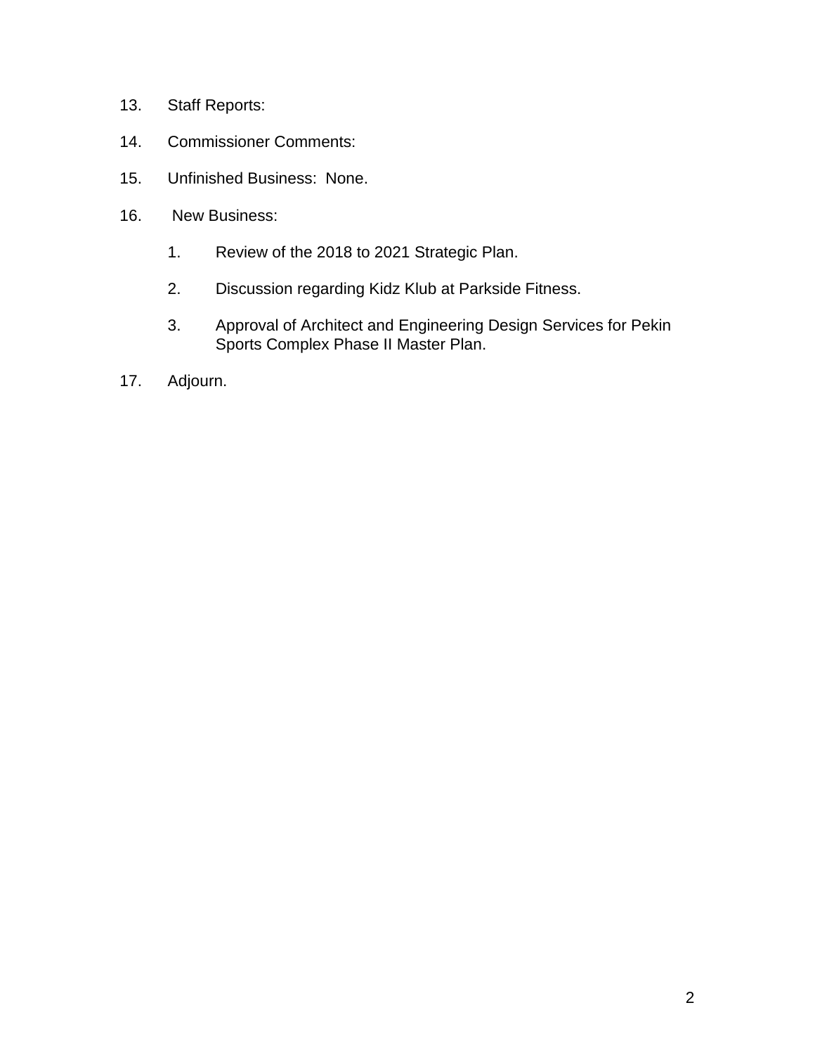13. Staff Reports:

14. Commissioner Comments:

15. Unfinished Business: None.

16. New Business:

    1. Review of the 2018 to 2021 Strategic Plan.

    2. Discussion regarding Kidz Klub at Parkside Fitness.

    3. Approval of Architect and Engineering Design Services for Pekin Sports Complex Phase II Master Plan.

17. Adjourn.